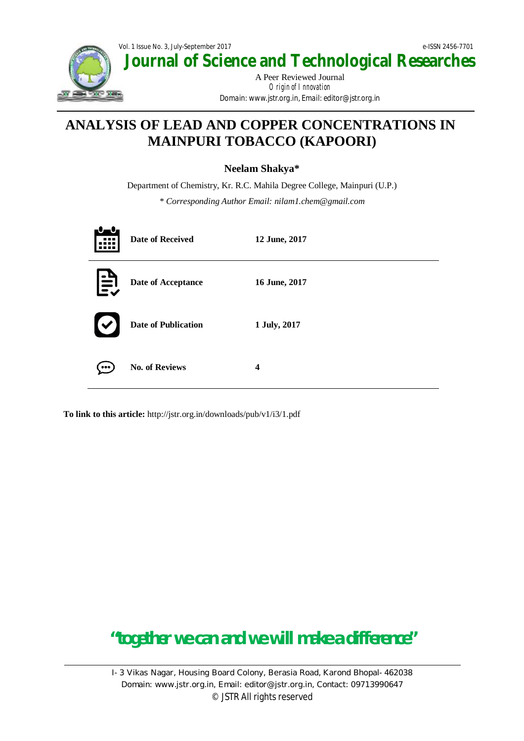# ANALYSIS OF LEAD AND COPPER CONCENTRATIONS IN MAINPURI TOBACCO (KAPOORI)

**Neelam Shakya***

Department of Chemistry, Kr. R.C. Mahila Degree College, Mainpuri (U.P.)

*\* Corresponding Author Email: nilam1.chem@gmail.com*

| | |
|---|---|
| **Date of Received** | **12 June, 2017** |
| **Date of Acceptance** | **16 June, 2017** |
| **Date of Publication** | **1 July, 2017** |
| **No. of Reviews** | **4** |

**To link to this article:** http://jstr.org.in/downloads/pub/v1/i3/1.pdf

**"together we can and we will make a difference"**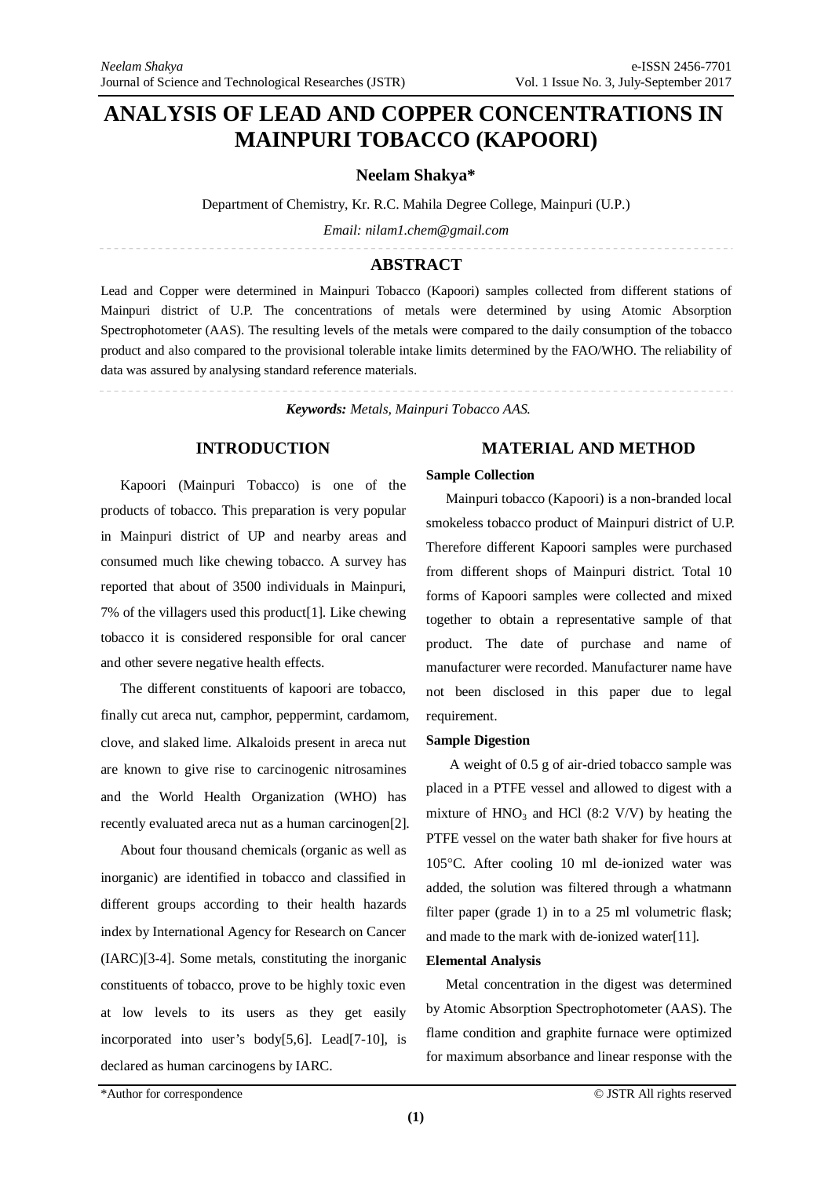# ANALYSIS OF LEAD AND COPPER CONCENTRATIONS IN MAINPURI TOBACCO (KAPOORI)

**Neelam Shakya***

Department of Chemistry, Kr. R.C. Mahila Degree College, Mainpuri (U.P.)

*Email: nilam1.chem@gmail.com*

## ABSTRACT

Lead and Copper were determined in Mainpuri Tobacco (Kapoori) samples collected from different stations of Mainpuri district of U.P. The concentrations of metals were determined by using Atomic Absorption Spectrophotometer (AAS). The resulting levels of the metals were compared to the daily consumption of the tobacco product and also compared to the provisional tolerable intake limits determined by the FAO/WHO. The reliability of data was assured by analysing standard reference materials.

***Keywords:*** *Metals, Mainpuri Tobacco AAS.*

## INTRODUCTION

Kapoori (Mainpuri Tobacco) is one of the products of tobacco. This preparation is very popular in Mainpuri district of UP and nearby areas and consumed much like chewing tobacco. A survey has reported that about of 3500 individuals in Mainpuri, 7% of the villagers used this product[1]. Like chewing tobacco it is considered responsible for oral cancer and other severe negative health effects.

The different constituents of kapoori are tobacco, finally cut areca nut, camphor, peppermint, cardamom, clove, and slaked lime. Alkaloids present in areca nut are known to give rise to carcinogenic nitrosamines and the World Health Organization (WHO) has recently evaluated areca nut as a human carcinogen[2].

About four thousand chemicals (organic as well as inorganic) are identified in tobacco and classified in different groups according to their health hazards index by International Agency for Research on Cancer (IARC)[3-4]. Some metals, constituting the inorganic constituents of tobacco, prove to be highly toxic even at low levels to its users as they get easily incorporated into user's body[5,6]. Lead[7-10], is declared as human carcinogens by IARC.

## MATERIAL AND METHOD

**Sample Collection**

Mainpuri tobacco (Kapoori) is a non-branded local smokeless tobacco product of Mainpuri district of U.P. Therefore different Kapoori samples were purchased from different shops of Mainpuri district. Total 10 forms of Kapoori samples were collected and mixed together to obtain a representative sample of that product. The date of purchase and name of manufacturer were recorded. Manufacturer name have not been disclosed in this paper due to legal requirement.

**Sample Digestion**

A weight of 0.5 g of air-dried tobacco sample was placed in a PTFE vessel and allowed to digest with a mixture of $HNO_3$ and HCl (8:2 V/V) by heating the PTFE vessel on the water bath shaker for five hours at 105°C. After cooling 10 ml de-ionized water was added, the solution was filtered through a whatmann filter paper (grade 1) in to a 25 ml volumetric flask; and made to the mark with de-ionized water[11].

**Elemental Analysis**

Metal concentration in the digest was determined by Atomic Absorption Spectrophotometer (AAS). The flame condition and graphite furnace were optimized for maximum absorbance and linear response with the

*Author for correspondence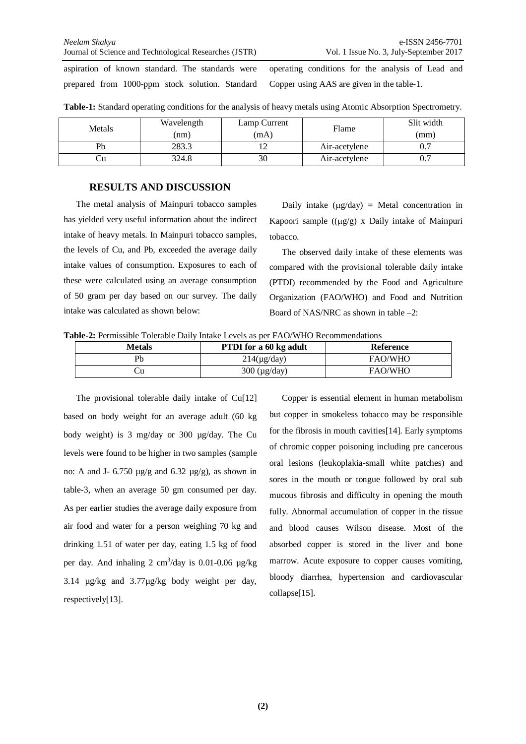aspiration of known standard. The standards were prepared from 1000-ppm stock solution. Standard operating conditions for the analysis of Lead and Copper using AAS are given in the table-1.

**Table-1:** Standard operating conditions for the analysis of heavy metals using Atomic Absorption Spectrometry.

| Metals | Wavelength (nm) | Lamp Current (mA) | Flame | Slit width (mm) |
|---|---|---|---|---|
| Pb | 283.3 | 12 | Air-acetylene | 0.7 |
| Cu | 324.8 | 30 | Air-acetylene | 0.7 |

## RESULTS AND DISCUSSION

The metal analysis of Mainpuri tobacco samples has yielded very useful information about the indirect intake of heavy metals. In Mainpuri tobacco samples, the levels of Cu, and Pb, exceeded the average daily intake values of consumption. Exposures to each of these were calculated using an average consumption of 50 gram per day based on our survey. The daily intake was calculated as shown below:

Daily intake (μg/day) = Metal concentration in Kapoori sample ((μg/g) x Daily intake of Mainpuri tobacco.

The observed daily intake of these elements was compared with the provisional tolerable daily intake (PTDI) recommended by the Food and Agriculture Organization (FAO/WHO) and Food and Nutrition Board of NAS/NRC as shown in table –2:

**Table-2:** Permissible Tolerable Daily Intake Levels as per FAO/WHO Recommendations

| **Metals** | **PTDI for a 60 kg adult** | **Reference** |
|---|---|---|
| Pb | 214(μg/day) | FAO/WHO |
| Cu | 300 (μg/day) | FAO/WHO |

The provisional tolerable daily intake of Cu[12] based on body weight for an average adult (60 kg body weight) is 3 mg/day or 300 μg/day. The Cu levels were found to be higher in two samples (sample no: A and J- 6.750 μg/g and 6.32 μg/g), as shown in table-3, when an average 50 gm consumed per day. As per earlier studies the average daily exposure from air food and water for a person weighing 70 kg and drinking 1.51 of water per day, eating 1.5 kg of food per day. And inhaling 2 $cm^3$/day is 0.01-0.06 μg/kg 3.14 μg/kg and 3.77μg/kg body weight per day, respectively[13].

Copper is essential element in human metabolism but copper in smokeless tobacco may be responsible for the fibrosis in mouth cavities[14]. Early symptoms of chromic copper poisoning including pre cancerous oral lesions (leukoplakia-small white patches) and sores in the mouth or tongue followed by oral sub mucous fibrosis and difficulty in opening the mouth fully. Abnormal accumulation of copper in the tissue and blood causes Wilson disease. Most of the absorbed copper is stored in the liver and bone marrow. Acute exposure to copper causes vomiting, bloody diarrhea, hypertension and cardiovascular collapse[15].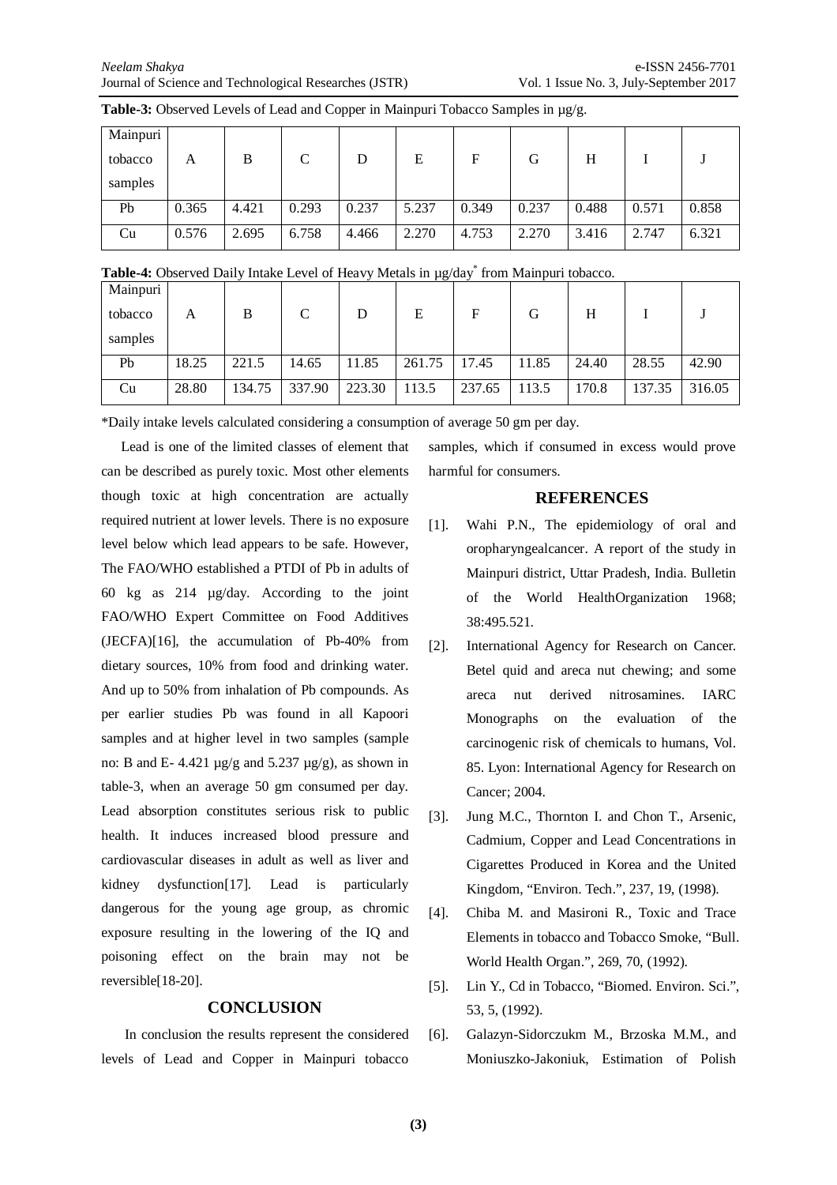**Table-3:** Observed Levels of Lead and Copper in Mainpuri Tobacco Samples in µg/g.

| Mainpuri tobacco samples | A | B | C | D | E | F | G | H | I | J |
|---|---|---|---|---|---|---|---|---|---|---|
| Pb | 0.365 | 4.421 | 0.293 | 0.237 | 5.237 | 0.349 | 0.237 | 0.488 | 0.571 | 0.858 |
| Cu | 0.576 | 2.695 | 6.758 | 4.466 | 2.270 | 4.753 | 2.270 | 3.416 | 2.747 | 6.321 |

**Table-4:** Observed Daily Intake Level of Heavy Metals in µg/day* from Mainpuri tobacco.

| Mainpuri tobacco samples | A | B | C | D | E | F | G | H | I | J |
|---|---|---|---|---|---|---|---|---|---|---|
| Pb | 18.25 | 221.5 | 14.65 | 11.85 | 261.75 | 17.45 | 11.85 | 24.40 | 28.55 | 42.90 |
| Cu | 28.80 | 134.75 | 337.90 | 223.30 | 113.5 | 237.65 | 113.5 | 170.8 | 137.35 | 316.05 |

*Daily intake levels calculated considering a consumption of average 50 gm per day.

Lead is one of the limited classes of element that can be described as purely toxic. Most other elements though toxic at high concentration are actually required nutrient at lower levels. There is no exposure level below which lead appears to be safe. However, The FAO/WHO established a PTDI of Pb in adults of 60 kg as 214 µg/day. According to the joint FAO/WHO Expert Committee on Food Additives (JECFA)[16], the accumulation of Pb-40% from dietary sources, 10% from food and drinking water. And up to 50% from inhalation of Pb compounds. As per earlier studies Pb was found in all Kapoori samples and at higher level in two samples (sample no: B and E- 4.421 µg/g and 5.237 µg/g), as shown in table-3, when an average 50 gm consumed per day. Lead absorption constitutes serious risk to public health. It induces increased blood pressure and cardiovascular diseases in adult as well as liver and kidney dysfunction[17]. Lead is particularly dangerous for the young age group, as chromic exposure resulting in the lowering of the IQ and poisoning effect on the brain may not be reversible[18-20].

## CONCLUSION

In conclusion the results represent the considered levels of Lead and Copper in Mainpuri tobacco samples, which if consumed in excess would prove harmful for consumers.

## REFERENCES

[1]. Wahi P.N., The epidemiology of oral and oropharyngealcancer. A report of the study in Mainpuri district, Uttar Pradesh, India. Bulletin of the World HealthOrganization 1968; 38:495.521.

[2]. International Agency for Research on Cancer. Betel quid and areca nut chewing; and some areca nut derived nitrosamines. IARC Monographs on the evaluation of the carcinogenic risk of chemicals to humans, Vol. 85. Lyon: International Agency for Research on Cancer; 2004.

[3]. Jung M.C., Thornton I. and Chon T., Arsenic, Cadmium, Copper and Lead Concentrations in Cigarettes Produced in Korea and the United Kingdom, "Environ. Tech.", 237, 19, (1998).

[4]. Chiba M. and Masironi R., Toxic and Trace Elements in tobacco and Tobacco Smoke, "Bull. World Health Organ.", 269, 70, (1992).

[5]. Lin Y., Cd in Tobacco, "Biomed. Environ. Sci.", 53, 5, (1992).

[6]. Galazyn-Sidorczukm M., Brzoska M.M., and Moniuszko-Jakoniuk, Estimation of Polish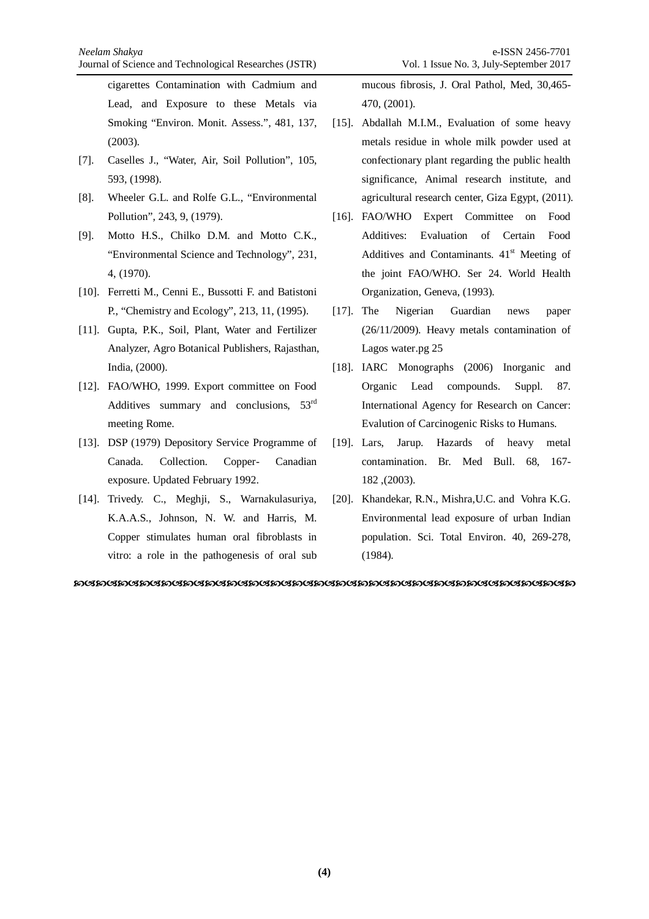cigarettes Contamination with Cadmium and Lead, and Exposure to these Metals via Smoking "Environ. Monit. Assess.", 481, 137, (2003).

[7]. Caselles J., "Water, Air, Soil Pollution", 105, 593, (1998).

[8]. Wheeler G.L. and Rolfe G.L., "Environmental Pollution", 243, 9, (1979).

[9]. Motto H.S., Chilko D.M. and Motto C.K., "Environmental Science and Technology", 231, 4, (1970).

[10]. Ferretti M., Cenni E., Bussotti F. and Batistoni P., "Chemistry and Ecology", 213, 11, (1995).

[11]. Gupta, P.K., Soil, Plant, Water and Fertilizer Analyzer, Agro Botanical Publishers, Rajasthan, India, (2000).

[12]. FAO/WHO, 1999. Export committee on Food Additives summary and conclusions, 53rd meeting Rome.

[13]. DSP (1979) Depository Service Programme of Canada. Collection. Copper- Canadian exposure. Updated February 1992.

[14]. Trivedy. C., Meghji, S., Warnakulasuriya, K.A.A.S., Johnson, N. W. and Harris, M. Copper stimulates human oral fibroblasts in vitro: a role in the pathogenesis of oral sub mucous fibrosis, J. Oral Pathol, Med, 30,465-470, (2001).

[15]. Abdallah M.I.M., Evaluation of some heavy metals residue in whole milk powder used at confectionary plant regarding the public health significance, Animal research institute, and agricultural research center, Giza Egypt, (2011).

[16]. FAO/WHO Expert Committee on Food Additives: Evaluation of Certain Food Additives and Contaminants. 41st Meeting of the joint FAO/WHO. Ser 24. World Health Organization, Geneva, (1993).

[17]. The Nigerian Guardian news paper (26/11/2009). Heavy metals contamination of Lagos water.pg 25

[18]. IARC Monographs (2006) Inorganic and Organic Lead compounds. Suppl. 87. International Agency for Research on Cancer: Evalution of Carcinogenic Risks to Humans.

[19]. Lars, Jarup. Hazards of heavy metal contamination. Br. Med Bull. 68, 167-182 ,(2003).

[20]. Khandekar, R.N., Mishra,U.C. and Vohra K.G. Environmental lead exposure of urban Indian population. Sci. Total Environ. 40, 269-278, (1984).